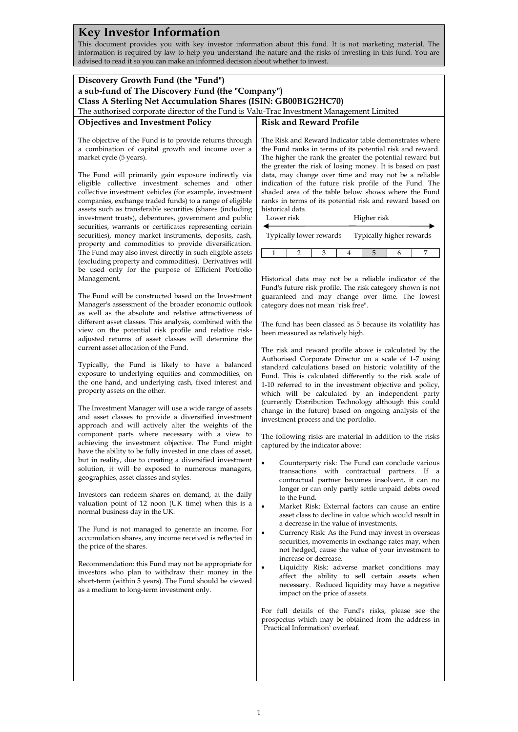# Key Investor Information

This document provides you with key investor information about this fund. It is not marketing material. The information is required by law to help you understand the nature and the risks of investing in this fund. You are advised to read it so you can make an informed decision about whether to invest.

**Discovery Growth Fund (the "Fund")**
**a sub-fund of The Discovery Fund (the "Company")**
**Class A Sterling Net Accumulation Shares (ISIN: GB00B1G2HC70)**
The authorised corporate director of the Fund is Valu-Trac Investment Management Limited

## Objectives and Investment Policy

The objective of the Fund is to provide returns through a combination of capital growth and income over a market cycle (5 years).

The Fund will primarily gain exposure indirectly via eligible collective investment schemes and other collective investment vehicles (for example, investment companies, exchange traded funds) to a range of eligible assets such as transferable securities (shares (including investment trusts), debentures, government and public securities, warrants or certificates representing certain securities), money market instruments, deposits, cash, property and commodities to provide diversification. The Fund may also invest directly in such eligible assets (excluding property and commodities). Derivatives will be used only for the purpose of Efficient Portfolio Management.

The Fund will be constructed based on the Investment Manager's assessment of the broader economic outlook as well as the absolute and relative attractiveness of different asset classes. This analysis, combined with the view on the potential risk profile and relative risk-adjusted returns of asset classes will determine the current asset allocation of the Fund.

Typically, the Fund is likely to have a balanced exposure to underlying equities and commodities, on the one hand, and underlying cash, fixed interest and property assets on the other.

The Investment Manager will use a wide range of assets and asset classes to provide a diversified investment approach and will actively alter the weights of the component parts where necessary with a view to achieving the investment objective. The Fund might have the ability to be fully invested in one class of asset, but in reality, due to creating a diversified investment solution, it will be exposed to numerous managers, geographies, asset classes and styles.

Investors can redeem shares on demand, at the daily valuation point of 12 noon (UK time) when this is a normal business day in the UK.

The Fund is not managed to generate an income. For accumulation shares, any income received is reflected in the price of the shares.

Recommendation: this Fund may not be appropriate for investors who plan to withdraw their money in the short-term (within 5 years). The Fund should be viewed as a medium to long-term investment only.

## Risk and Reward Profile

The Risk and Reward Indicator table demonstrates where the Fund ranks in terms of its potential risk and reward. The higher the rank the greater the potential reward but the greater the risk of losing money. It is based on past data, may change over time and may not be a reliable indication of the future risk profile of the Fund. The shaded area of the table below shows where the Fund ranks in terms of its potential risk and reward based on historical data.

Lower risk ← → Higher risk

Typically lower rewards — Typically higher rewards

| 1 | 2 | 3 | 4 | **5** | 6 | 7 |
|---|---|---|---|---|---|---|

Historical data may not be a reliable indicator of the Fund's future risk profile. The risk category shown is not guaranteed and may change over time. The lowest category does not mean "risk free".

The fund has been classed as 5 because its volatility has been measured as relatively high.

The risk and reward profile above is calculated by the Authorised Corporate Director on a scale of 1-7 using standard calculations based on historic volatility of the Fund. This is calculated differently to the risk scale of 1-10 referred to in the investment objective and policy, which will be calculated by an independent party (currently Distribution Technology although this could change in the future) based on ongoing analysis of the investment process and the portfolio.

The following risks are material in addition to the risks captured by the indicator above:

- Counterparty risk: The Fund can conclude various transactions with contractual partners. If a contractual partner becomes insolvent, it can no longer or can only partly settle unpaid debts owed to the Fund.
- Market Risk: External factors can cause an entire asset class to decline in value which would result in a decrease in the value of investments.
- Currency Risk: As the Fund may invest in overseas securities, movements in exchange rates may, when not hedged, cause the value of your investment to increase or decrease.
- Liquidity Risk: adverse market conditions may affect the ability to sell certain assets when necessary. Reduced liquidity may have a negative impact on the price of assets.

For full details of the Fund's risks, please see the prospectus which may be obtained from the address in `Practical Information` overleaf.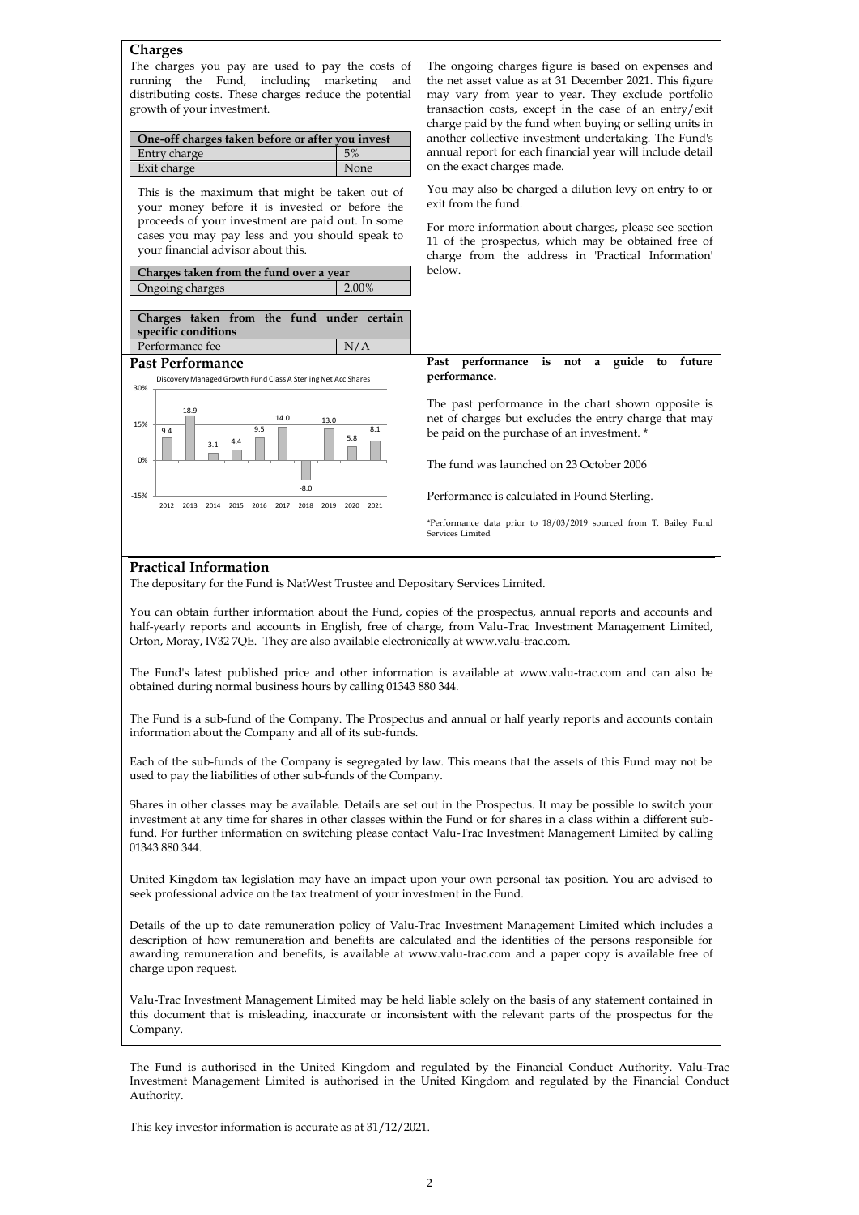## Charges

The charges you pay are used to pay the costs of running the Fund, including marketing and distributing costs. These charges reduce the potential growth of your investment.

| One-off charges taken before or after you invest | |
|---|---|
| Entry charge | 5% |
| Exit charge | None |

This is the maximum that might be taken out of your money before it is invested or before the proceeds of your investment are paid out. In some cases you may pay less and you should speak to your financial advisor about this.

| Charges taken from the fund over a year | |
|---|---|
| Ongoing charges | 2.00% |

| Charges taken from the fund under certain specific conditions | |
|---|---|
| Performance fee | N/A |

The ongoing charges figure is based on expenses and the net asset value as at 31 December 2021. This figure may vary from year to year. They exclude portfolio transaction costs, except in the case of an entry/exit charge paid by the fund when buying or selling units in another collective investment undertaking. The Fund's annual report for each financial year will include detail on the exact charges made.

You may also be charged a dilution levy on entry to or exit from the fund.

For more information about charges, please see section 11 of the prospectus, which may be obtained free of charge from the address in 'Practical Information' below.

## Past Performance

Discovery Managed Growth Fund Class A Sterling Net Acc Shares

30%
15%
0%
-15%

9.4
18.9
3.1
4.4
9.5
14.0
-8.0
13.0
5.8
8.1

2012 2013 2014 2015 2016 2017 2018 2019 2020 2021

**Past performance is not a guide to future performance.**

The past performance in the chart shown opposite is net of charges but excludes the entry charge that may be paid on the purchase of an investment. *

The fund was launched on 23 October 2006

Performance is calculated in Pound Sterling.

*Performance data prior to 18/03/2019 sourced from T. Bailey Fund Services Limited

## Practical Information

The depositary for the Fund is NatWest Trustee and Depositary Services Limited.

You can obtain further information about the Fund, copies of the prospectus, annual reports and accounts and half-yearly reports and accounts in English, free of charge, from Valu-Trac Investment Management Limited, Orton, Moray, IV32 7QE. They are also available electronically at www.valu-trac.com.

The Fund's latest published price and other information is available at www.valu-trac.com and can also be obtained during normal business hours by calling 01343 880 344.

The Fund is a sub-fund of the Company. The Prospectus and annual or half yearly reports and accounts contain information about the Company and all of its sub-funds.

Each of the sub-funds of the Company is segregated by law. This means that the assets of this Fund may not be used to pay the liabilities of other sub-funds of the Company.

Shares in other classes may be available. Details are set out in the Prospectus. It may be possible to switch your investment at any time for shares in other classes within the Fund or for shares in a class within a different sub-fund. For further information on switching please contact Valu-Trac Investment Management Limited by calling 01343 880 344.

United Kingdom tax legislation may have an impact upon your own personal tax position. You are advised to seek professional advice on the tax treatment of your investment in the Fund.

Details of the up to date remuneration policy of Valu-Trac Investment Management Limited which includes a description of how remuneration and benefits are calculated and the identities of the persons responsible for awarding remuneration and benefits, is available at www.valu-trac.com and a paper copy is available free of charge upon request.

Valu-Trac Investment Management Limited may be held liable solely on the basis of any statement contained in this document that is misleading, inaccurate or inconsistent with the relevant parts of the prospectus for the Company.

The Fund is authorised in the United Kingdom and regulated by the Financial Conduct Authority. Valu-Trac Investment Management Limited is authorised in the United Kingdom and regulated by the Financial Conduct Authority.

This key investor information is accurate as at 31/12/2021.